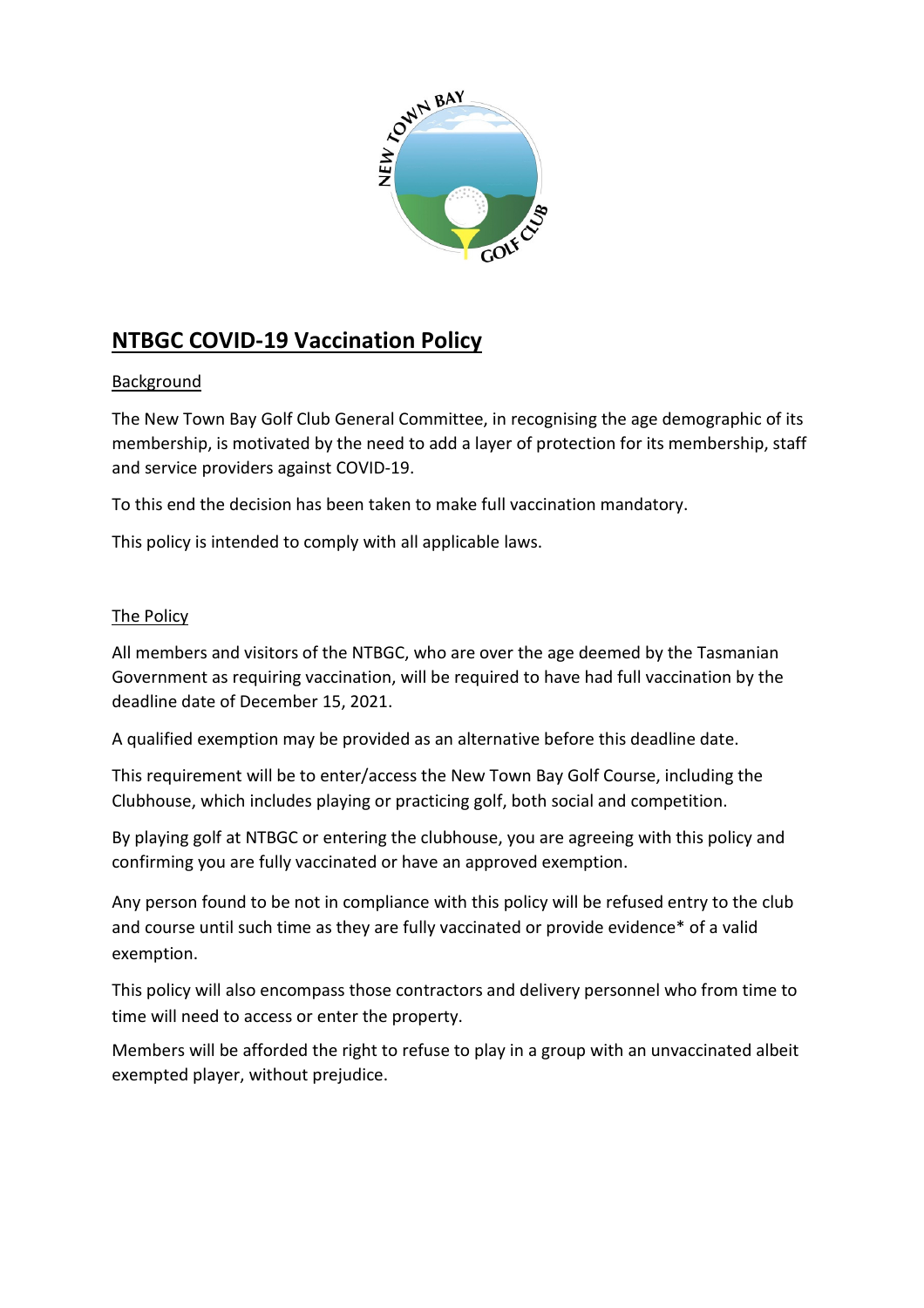# NTBGC COVID-19 Vaccination Policy

## Background

The New Town Bay Golf Club General Committee, in recognising the age demographic of its membership, is motivated by the need to add a layer of protection for its membership, staff and service providers against COVID-19.

To this end the decision has been taken to make full vaccination mandatory.

This policy is intended to comply with all applicable laws.

## The Policy

All members and visitors of the NTBGC, who are over the age deemed by the Tasmanian Government as requiring vaccination, will be required to have had full vaccination by the deadline date of December 15, 2021.

A qualified exemption may be provided as an alternative before this deadline date.

This requirement will be to enter/access the New Town Bay Golf Course, including the Clubhouse, which includes playing or practicing golf, both social and competition.

By playing golf at NTBGC or entering the clubhouse, you are agreeing with this policy and confirming you are fully vaccinated or have an approved exemption.

Any person found to be not in compliance with this policy will be refused entry to the club and course until such time as they are fully vaccinated or provide evidence* of a valid exemption.

This policy will also encompass those contractors and delivery personnel who from time to time will need to access or enter the property.

Members will be afforded the right to refuse to play in a group with an unvaccinated albeit exempted player, without prejudice.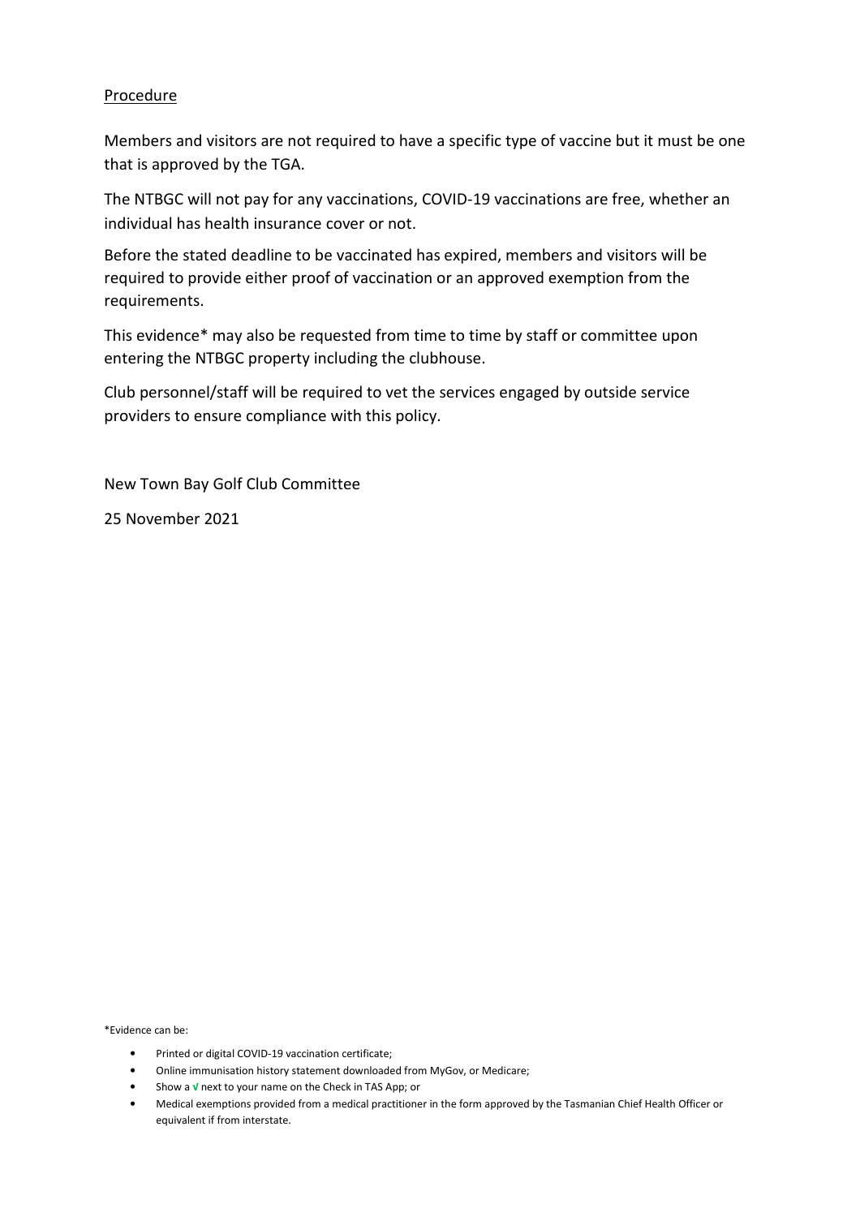Procedure

Members and visitors are not required to have a specific type of vaccine but it must be one that is approved by the TGA.

The NTBGC will not pay for any vaccinations, COVID-19 vaccinations are free, whether an individual has health insurance cover or not.

Before the stated deadline to be vaccinated has expired, members and visitors will be required to provide either proof of vaccination or an approved exemption from the requirements.

This evidence* may also be requested from time to time by staff or committee upon entering the NTBGC property including the clubhouse.

Club personnel/staff will be required to vet the services engaged by outside service providers to ensure compliance with this policy.

New Town Bay Golf Club Committee

25 November 2021

*Evidence can be:

- Printed or digital COVID-19 vaccination certificate;
- Online immunisation history statement downloaded from MyGov, or Medicare;
- Show a √ next to your name on the Check in TAS App; or
- Medical exemptions provided from a medical practitioner in the form approved by the Tasmanian Chief Health Officer or equivalent if from interstate.